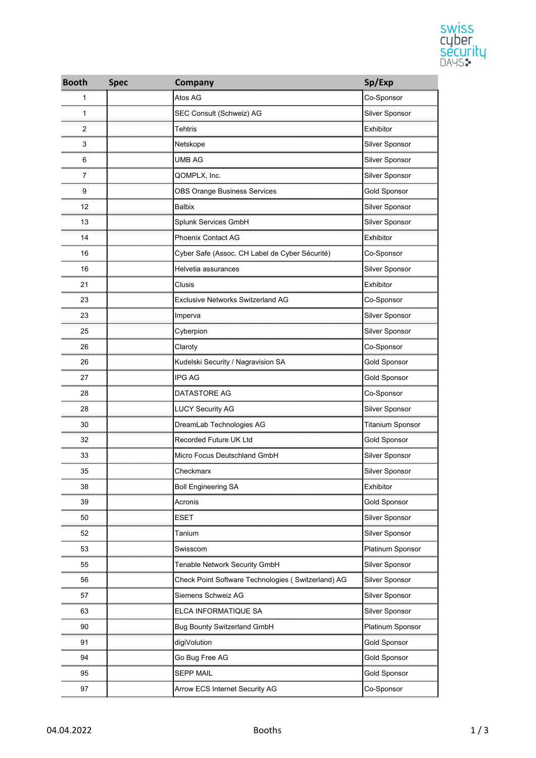| Booth | Spec | Company | Sp/Exp |
|---|---|---|---|
| 1 | | Atos AG | Co-Sponsor |
| 1 | | SEC Consult (Schweiz) AG | Silver Sponsor |
| 2 | | Tehtris | Exhibitor |
| 3 | | Netskope | Silver Sponsor |
| 6 | | UMB AG | Silver Sponsor |
| 7 | | QOMPLX, Inc. | Silver Sponsor |
| 9 | | OBS Orange Business Services | Gold Sponsor |
| 12 | | Balbix | Silver Sponsor |
| 13 | | Splunk Services GmbH | Silver Sponsor |
| 14 | | Phoenix Contact AG | Exhibitor |
| 16 | | Cyber Safe (Assoc. CH Label de Cyber Sécurité) | Co-Sponsor |
| 16 | | Helvetia assurances | Silver Sponsor |
| 21 | | Clusis | Exhibitor |
| 23 | | Exclusive Networks Switzerland AG | Co-Sponsor |
| 23 | | Imperva | Silver Sponsor |
| 25 | | Cyberpion | Silver Sponsor |
| 26 | | Claroty | Co-Sponsor |
| 26 | | Kudelski Security / Nagravision SA | Gold Sponsor |
| 27 | | IPG AG | Gold Sponsor |
| 28 | | DATASTORE AG | Co-Sponsor |
| 28 | | LUCY Security AG | Silver Sponsor |
| 30 | | DreamLab Technologies AG | Titanium Sponsor |
| 32 | | Recorded Future UK Ltd | Gold Sponsor |
| 33 | | Micro Focus Deutschland GmbH | Silver Sponsor |
| 35 | | Checkmarx | Silver Sponsor |
| 38 | | Boll Engineering SA | Exhibitor |
| 39 | | Acronis | Gold Sponsor |
| 50 | | ESET | Silver Sponsor |
| 52 | | Tanium | Silver Sponsor |
| 53 | | Swisscom | Platinum Sponsor |
| 55 | | Tenable Network Security GmbH | Silver Sponsor |
| 56 | | Check Point Software Technologies ( Switzerland) AG | Silver Sponsor |
| 57 | | Siemens Schweiz AG | Silver Sponsor |
| 63 | | ELCA INFORMATIQUE SA | Silver Sponsor |
| 90 | | Bug Bounty Switzerland GmbH | Platinum Sponsor |
| 91 | | digiVolution | Gold Sponsor |
| 94 | | Go Bug Free AG | Gold Sponsor |
| 95 | | SEPP MAIL | Gold Sponsor |
| 97 | | Arrow ECS Internet Security AG | Co-Sponsor |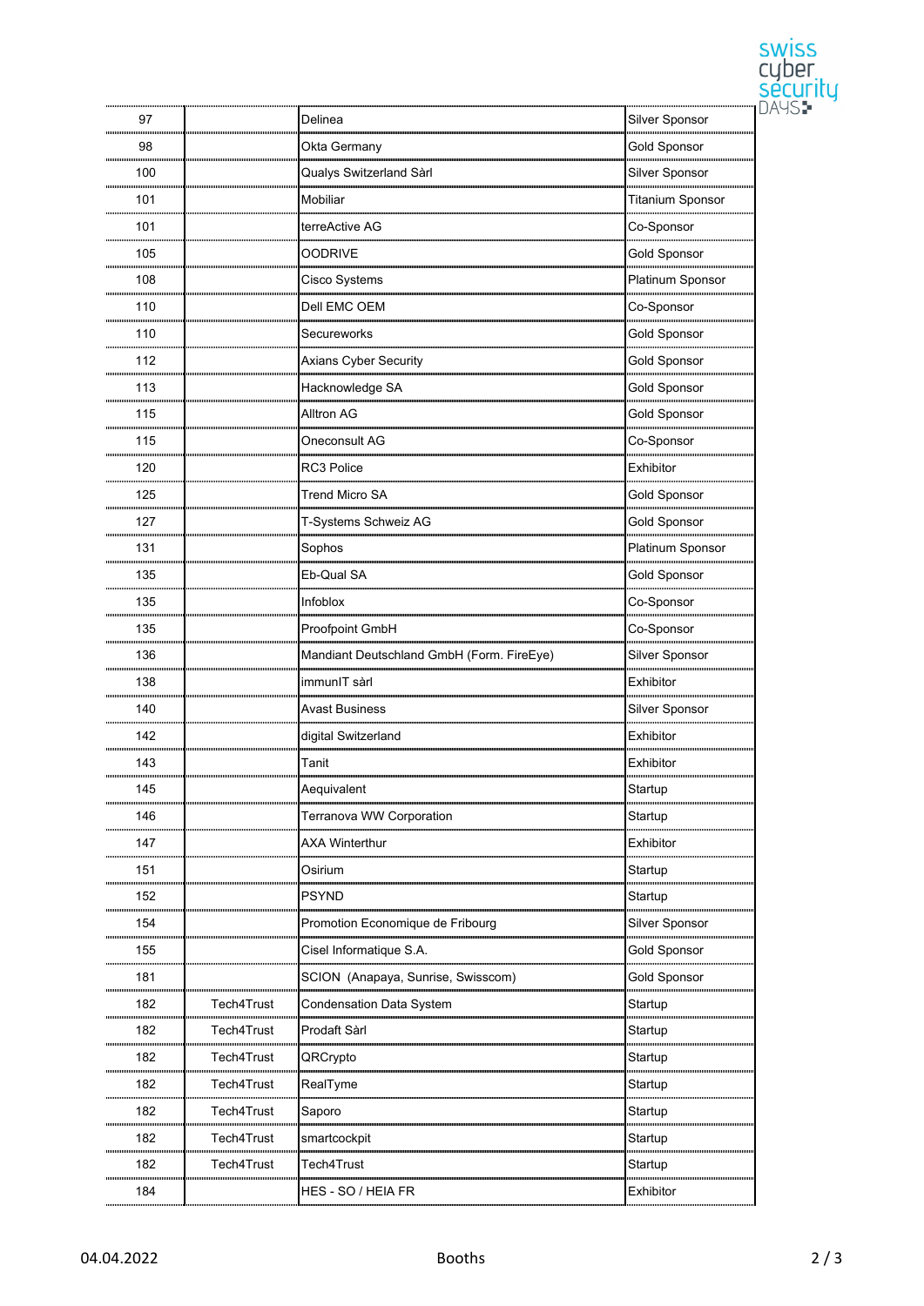| | | | |
|---|---|---|---|
| 97 | | Delinea | Silver Sponsor |
| 98 | | Okta Germany | Gold Sponsor |
| 100 | | Qualys Switzerland Sàrl | Silver Sponsor |
| 101 | | Mobiliar | Titanium Sponsor |
| 101 | | terreActive AG | Co-Sponsor |
| 105 | | OODRIVE | Gold Sponsor |
| 108 | | Cisco Systems | Platinum Sponsor |
| 110 | | Dell EMC OEM | Co-Sponsor |
| 110 | | Secureworks | Gold Sponsor |
| 112 | | Axians Cyber Security | Gold Sponsor |
| 113 | | Hacknowledge SA | Gold Sponsor |
| 115 | | Alltron AG | Gold Sponsor |
| 115 | | Oneconsult AG | Co-Sponsor |
| 120 | | RC3 Police | Exhibitor |
| 125 | | Trend Micro SA | Gold Sponsor |
| 127 | | T-Systems Schweiz AG | Gold Sponsor |
| 131 | | Sophos | Platinum Sponsor |
| 135 | | Eb-Qual SA | Gold Sponsor |
| 135 | | Infoblox | Co-Sponsor |
| 135 | | Proofpoint GmbH | Co-Sponsor |
| 136 | | Mandiant Deutschland GmbH (Form. FireEye) | Silver Sponsor |
| 138 | | immunIT sàrl | Exhibitor |
| 140 | | Avast Business | Silver Sponsor |
| 142 | | digital Switzerland | Exhibitor |
| 143 | | Tanit | Exhibitor |
| 145 | | Aequivalent | Startup |
| 146 | | Terranova WW Corporation | Startup |
| 147 | | AXA Winterthur | Exhibitor |
| 151 | | Osirium | Startup |
| 152 | | PSYND | Startup |
| 154 | | Promotion Economique de Fribourg | Silver Sponsor |
| 155 | | Cisel Informatique S.A. | Gold Sponsor |
| 181 | | SCION (Anapaya, Sunrise, Swisscom) | Gold Sponsor |
| 182 | Tech4Trust | Condensation Data System | Startup |
| 182 | Tech4Trust | Prodaft Sàrl | Startup |
| 182 | Tech4Trust | QRCrypto | Startup |
| 182 | Tech4Trust | RealTyme | Startup |
| 182 | Tech4Trust | Saporo | Startup |
| 182 | Tech4Trust | smartcockpit | Startup |
| 182 | Tech4Trust | Tech4Trust | Startup |
| 184 | | HES - SO / HEIA FR | Exhibitor |

04.04.2022 Booths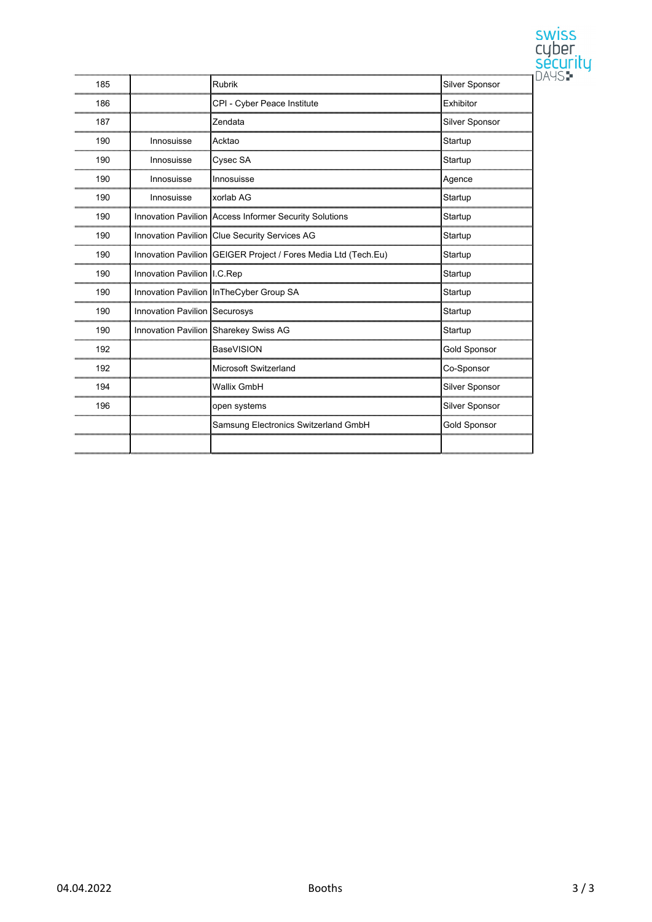| | | | |
|---|---|---|---|
| 185 | | Rubrik | Silver Sponsor |
| 186 | | CPI - Cyber Peace Institute | Exhibitor |
| 187 | | Zendata | Silver Sponsor |
| 190 | Innosuisse | Acktao | Startup |
| 190 | Innosuisse | Cysec SA | Startup |
| 190 | Innosuisse | Innosuisse | Agence |
| 190 | Innosuisse | xorlab AG | Startup |
| 190 | Innovation Pavilion | Access Informer Security Solutions | Startup |
| 190 | Innovation Pavilion | Clue Security Services AG | Startup |
| 190 | Innovation Pavilion | GEIGER Project / Fores Media Ltd (Tech.Eu) | Startup |
| 190 | Innovation Pavilion | I.C.Rep | Startup |
| 190 | Innovation Pavilion | InTheCyber Group SA | Startup |
| 190 | Innovation Pavilion | Securosys | Startup |
| 190 | Innovation Pavilion | Sharekey Swiss AG | Startup |
| 192 | | BaseVISION | Gold Sponsor |
| 192 | | Microsoft Switzerland | Co-Sponsor |
| 194 | | Wallix GmbH | Silver Sponsor |
| 196 | | open systems | Silver Sponsor |
| | | Samsung Electronics Switzerland GmbH | Gold Sponsor |
| | | | |